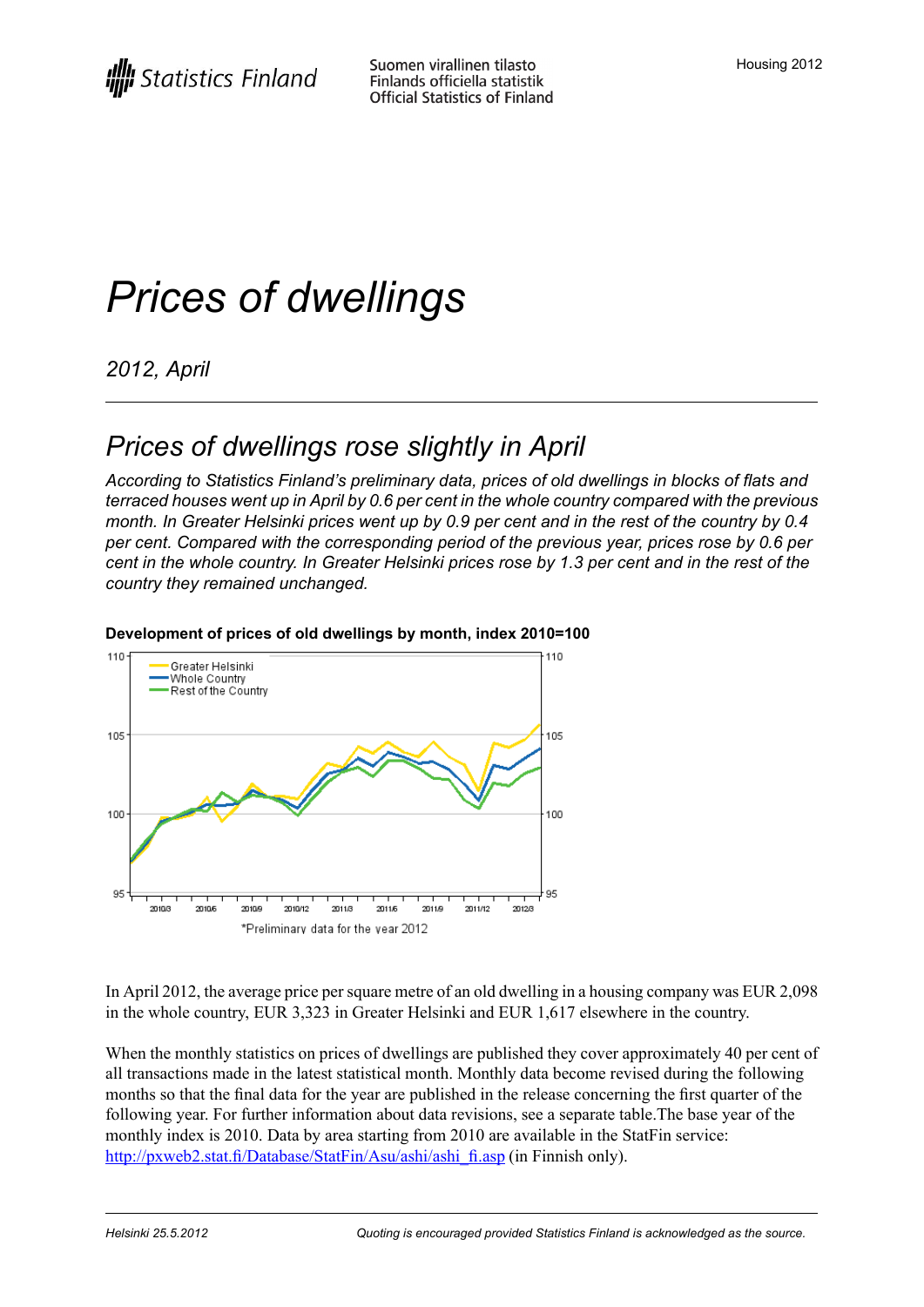# Prices of dwellings

*2012, April*

## *Prices of dwellings rose slightly in April*

*According to Statistics Finland's preliminary data, prices of old dwellings in blocks of flats and terraced houses went up in April by 0.6 per cent in the whole country compared with the previous month. In Greater Helsinki prices went up by 0.9 per cent and in the rest of the country by 0.4 per cent. Compared with the corresponding period of the previous year, prices rose by 0.6 per cent in the whole country. In Greater Helsinki prices rose by 1.3 per cent and in the rest of the country they remained unchanged.*

**Development of prices of old dwellings by month, index 2010=100**

*Preliminary data for the year 2012

In April 2012, the average price per square metre of an old dwelling in a housing company was EUR 2,098 in the whole country, EUR 3,323 in Greater Helsinki and EUR 1,617 elsewhere in the country.

When the monthly statistics on prices of dwellings are published they cover approximately 40 per cent of all transactions made in the latest statistical month. Monthly data become revised during the following months so that the final data for the year are published in the release concerning the first quarter of the following year. For further information about data revisions, see a separate table.The base year of the monthly index is 2010. Data by area starting from 2010 are available in the StatFin service: http://pxweb2.stat.fi/Database/StatFin/Asu/ashi/ashi_fi.asp (in Finnish only).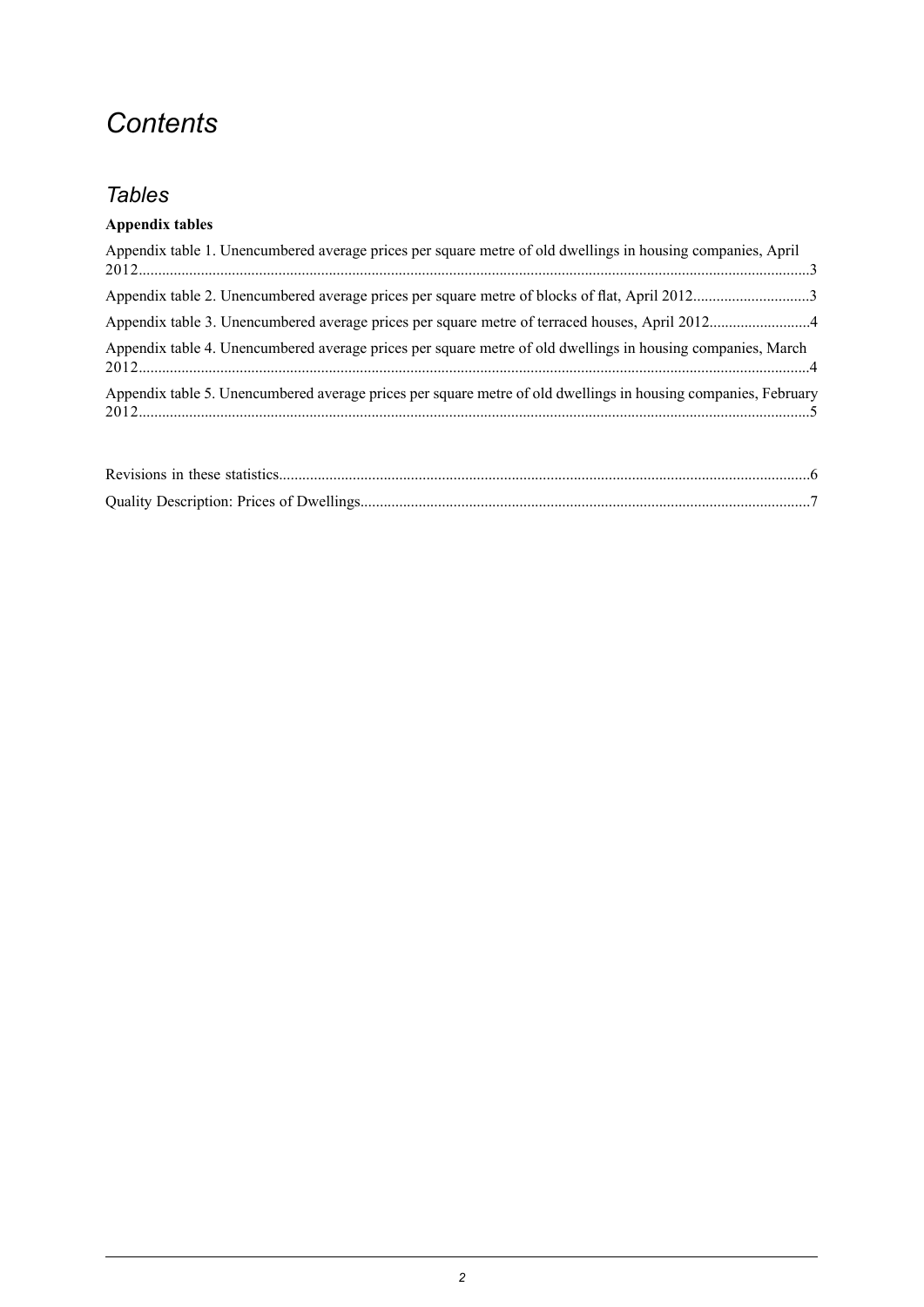# *Contents*

## *Tables*

**Appendix tables**

Appendix table 1. Unencumbered average prices per square metre of old dwellings in housing companies, April 2012........3

Appendix table 2. Unencumbered average prices per square metre of blocks of flat, April 2012........3

Appendix table 3. Unencumbered average prices per square metre of terraced houses, April 2012........4

Appendix table 4. Unencumbered average prices per square metre of old dwellings in housing companies, March 2012........4

Appendix table 5. Unencumbered average prices per square metre of old dwellings in housing companies, February 2012........5

Revisions in these statistics........6

Quality Description: Prices of Dwellings........7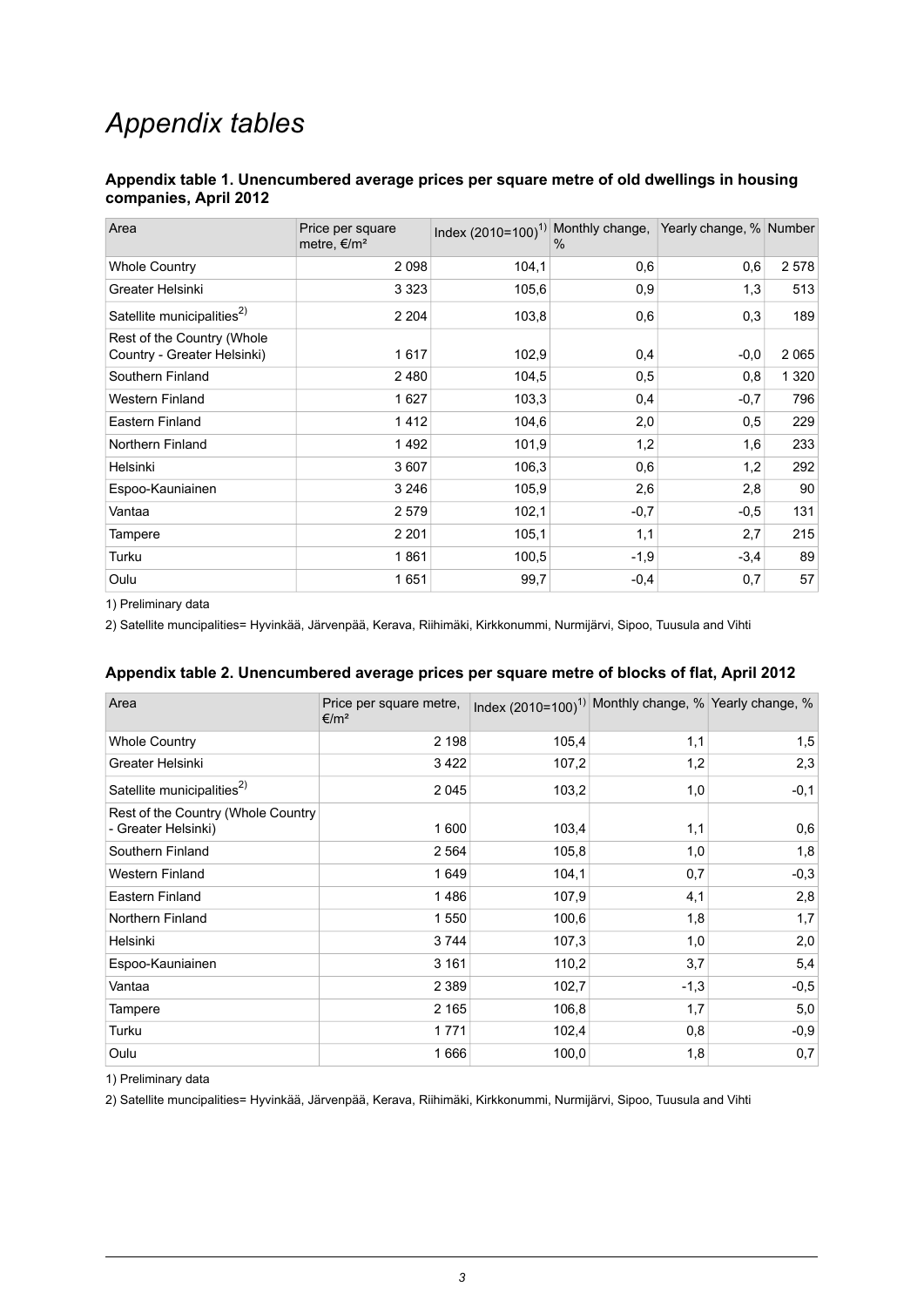# *Appendix tables*

**Appendix table 1. Unencumbered average prices per square metre of old dwellings in housing companies, April 2012**

| Area | Price per square metre, €/m² | Index (2010=100)[1] | Monthly change, % | Yearly change, % | Number |
|---|---|---|---|---|---|
| Whole Country | 2 098 | 104,1 | 0,6 | 0,6 | 2 578 |
| Greater Helsinki | 3 323 | 105,6 | 0,9 | 1,3 | 513 |
| Satellite municipalities[2] | 2 204 | 103,8 | 0,6 | 0,3 | 189 |
| Rest of the Country (Whole Country - Greater Helsinki) | 1 617 | 102,9 | 0,4 | -0,0 | 2 065 |
| Southern Finland | 2 480 | 104,5 | 0,5 | 0,8 | 1 320 |
| Western Finland | 1 627 | 103,3 | 0,4 | -0,7 | 796 |
| Eastern Finland | 1 412 | 104,6 | 2,0 | 0,5 | 229 |
| Northern Finland | 1 492 | 101,9 | 1,2 | 1,6 | 233 |
| Helsinki | 3 607 | 106,3 | 0,6 | 1,2 | 292 |
| Espoo-Kauniainen | 3 246 | 105,9 | 2,6 | 2,8 | 90 |
| Vantaa | 2 579 | 102,1 | -0,7 | -0,5 | 131 |
| Tampere | 2 201 | 105,1 | 1,1 | 2,7 | 215 |
| Turku | 1 861 | 100,5 | -1,9 | -3,4 | 89 |
| Oulu | 1 651 | 99,7 | -0,4 | 0,7 | 57 |

1) Preliminary data

2) Satellite muncipalities= Hyvinkää, Järvenpää, Kerava, Riihimäki, Kirkkonummi, Nurmijärvi, Sipoo, Tuusula and Vihti

**Appendix table 2. Unencumbered average prices per square metre of blocks of flat, April 2012**

| Area | Price per square metre, €/m² | Index (2010=100)[1] | Monthly change, % | Yearly change, % |
|---|---|---|---|---|
| Whole Country | 2 198 | 105,4 | 1,1 | 1,5 |
| Greater Helsinki | 3 422 | 107,2 | 1,2 | 2,3 |
| Satellite municipalities[2] | 2 045 | 103,2 | 1,0 | -0,1 |
| Rest of the Country (Whole Country - Greater Helsinki) | 1 600 | 103,4 | 1,1 | 0,6 |
| Southern Finland | 2 564 | 105,8 | 1,0 | 1,8 |
| Western Finland | 1 649 | 104,1 | 0,7 | -0,3 |
| Eastern Finland | 1 486 | 107,9 | 4,1 | 2,8 |
| Northern Finland | 1 550 | 100,6 | 1,8 | 1,7 |
| Helsinki | 3 744 | 107,3 | 1,0 | 2,0 |
| Espoo-Kauniainen | 3 161 | 110,2 | 3,7 | 5,4 |
| Vantaa | 2 389 | 102,7 | -1,3 | -0,5 |
| Tampere | 2 165 | 106,8 | 1,7 | 5,0 |
| Turku | 1 771 | 102,4 | 0,8 | -0,9 |
| Oulu | 1 666 | 100,0 | 1,8 | 0,7 |

1) Preliminary data

2) Satellite muncipalities= Hyvinkää, Järvenpää, Kerava, Riihimäki, Kirkkonummi, Nurmijärvi, Sipoo, Tuusula and Vihti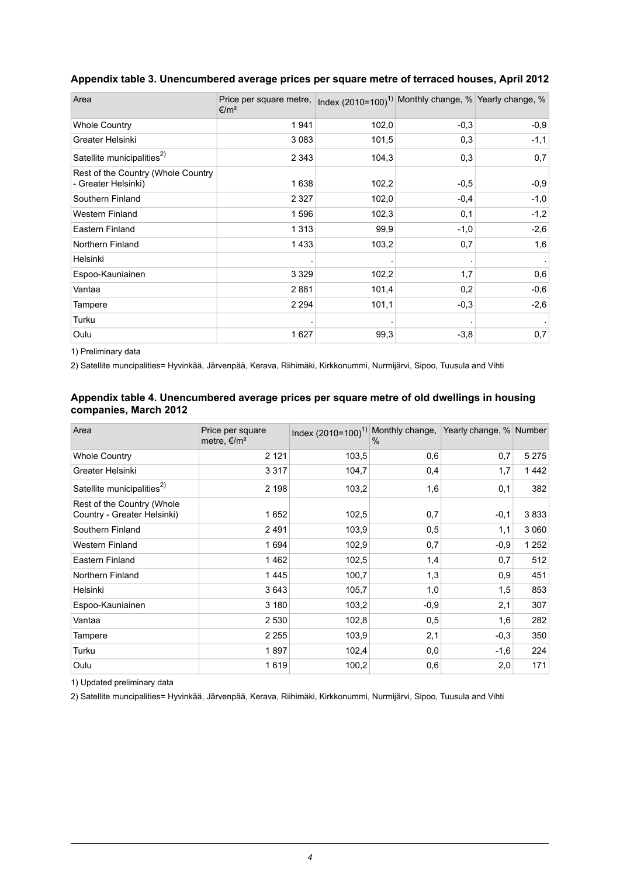### Appendix table 3. Unencumbered average prices per square metre of terraced houses, April 2012

| Area | Price per square metre, €/m² | Index (2010=100)[1] | Monthly change, % | Yearly change, % |
|---|---|---|---|---|
| Whole Country | 1 941 | 102,0 | -0,3 | -0,9 |
| Greater Helsinki | 3 083 | 101,5 | 0,3 | -1,1 |
| Satellite municipalities[2] | 2 343 | 104,3 | 0,3 | 0,7 |
| Rest of the Country (Whole Country - Greater Helsinki) | 1 638 | 102,2 | -0,5 | -0,9 |
| Southern Finland | 2 327 | 102,0 | -0,4 | -1,0 |
| Western Finland | 1 596 | 102,3 | 0,1 | -1,2 |
| Eastern Finland | 1 313 | 99,9 | -1,0 | -2,6 |
| Northern Finland | 1 433 | 103,2 | 0,7 | 1,6 |
| Helsinki | . | . | . | . |
| Espoo-Kauniainen | 3 329 | 102,2 | 1,7 | 0,6 |
| Vantaa | 2 881 | 101,4 | 0,2 | -0,6 |
| Tampere | 2 294 | 101,1 | -0,3 | -2,6 |
| Turku | . | . | . | . |
| Oulu | 1 627 | 99,3 | -3,8 | 0,7 |

1) Preliminary data

2) Satellite muncipalities= Hyvinkää, Järvenpää, Kerava, Riihimäki, Kirkkonummi, Nurmijärvi, Sipoo, Tuusula and Vihti

### Appendix table 4. Unencumbered average prices per square metre of old dwellings in housing companies, March 2012

| Area | Price per square metre, €/m² | Index (2010=100)[1] | Monthly change, % | Yearly change, % | Number |
|---|---|---|---|---|---|
| Whole Country | 2 121 | 103,5 | 0,6 | 0,7 | 5 275 |
| Greater Helsinki | 3 317 | 104,7 | 0,4 | 1,7 | 1 442 |
| Satellite municipalities[2] | 2 198 | 103,2 | 1,6 | 0,1 | 382 |
| Rest of the Country (Whole Country - Greater Helsinki) | 1 652 | 102,5 | 0,7 | -0,1 | 3 833 |
| Southern Finland | 2 491 | 103,9 | 0,5 | 1,1 | 3 060 |
| Western Finland | 1 694 | 102,9 | 0,7 | -0,9 | 1 252 |
| Eastern Finland | 1 462 | 102,5 | 1,4 | 0,7 | 512 |
| Northern Finland | 1 445 | 100,7 | 1,3 | 0,9 | 451 |
| Helsinki | 3 643 | 105,7 | 1,0 | 1,5 | 853 |
| Espoo-Kauniainen | 3 180 | 103,2 | -0,9 | 2,1 | 307 |
| Vantaa | 2 530 | 102,8 | 0,5 | 1,6 | 282 |
| Tampere | 2 255 | 103,9 | 2,1 | -0,3 | 350 |
| Turku | 1 897 | 102,4 | 0,0 | -1,6 | 224 |
| Oulu | 1 619 | 100,2 | 0,6 | 2,0 | 171 |

1) Updated preliminary data

2) Satellite muncipalities= Hyvinkää, Järvenpää, Kerava, Riihimäki, Kirkkonummi, Nurmijärvi, Sipoo, Tuusula and Vihti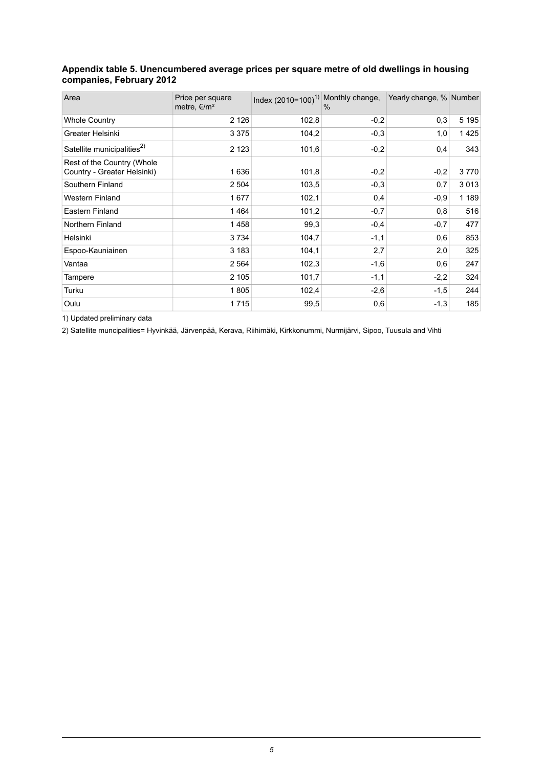**Appendix table 5. Unencumbered average prices per square metre of old dwellings in housing companies, February 2012**

| Area | Price per square metre, €/m² | Index (2010=100)[1)] | Monthly change, % | Yearly change, % | Number |
|---|---|---|---|---|---|
| Whole Country | 2 126 | 102,8 | -0,2 | 0,3 | 5 195 |
| Greater Helsinki | 3 375 | 104,2 | -0,3 | 1,0 | 1 425 |
| Satellite municipalities[2)] | 2 123 | 101,6 | -0,2 | 0,4 | 343 |
| Rest of the Country (Whole Country - Greater Helsinki) | 1 636 | 101,8 | -0,2 | -0,2 | 3 770 |
| Southern Finland | 2 504 | 103,5 | -0,3 | 0,7 | 3 013 |
| Western Finland | 1 677 | 102,1 | 0,4 | -0,9 | 1 189 |
| Eastern Finland | 1 464 | 101,2 | -0,7 | 0,8 | 516 |
| Northern Finland | 1 458 | 99,3 | -0,4 | -0,7 | 477 |
| Helsinki | 3 734 | 104,7 | -1,1 | 0,6 | 853 |
| Espoo-Kauniainen | 3 183 | 104,1 | 2,7 | 2,0 | 325 |
| Vantaa | 2 564 | 102,3 | -1,6 | 0,6 | 247 |
| Tampere | 2 105 | 101,7 | -1,1 | -2,2 | 324 |
| Turku | 1 805 | 102,4 | -2,6 | -1,5 | 244 |
| Oulu | 1 715 | 99,5 | 0,6 | -1,3 | 185 |

1) Updated preliminary data

2) Satellite muncipalities= Hyvinkää, Järvenpää, Kerava, Riihimäki, Kirkkonummi, Nurmijärvi, Sipoo, Tuusula and Vihti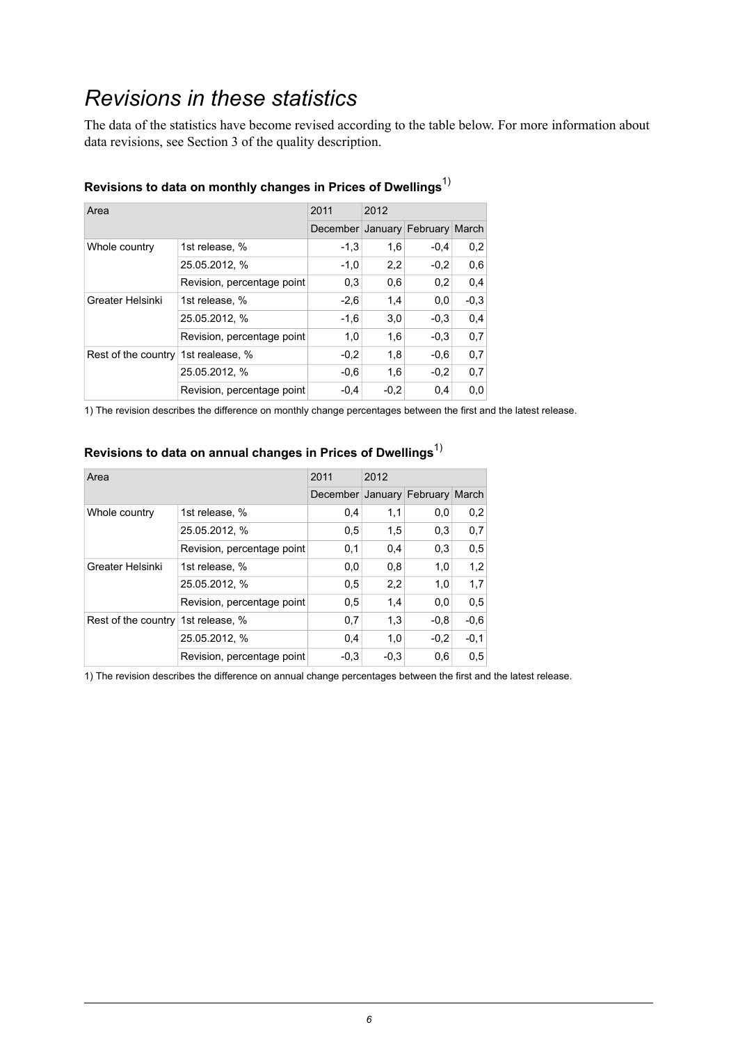# *Revisions in these statistics*

The data of the statistics have become revised according to the table below. For more information about data revisions, see Section 3 of the quality description.

### Revisions to data on monthly changes in Prices of Dwellings[1)]

| Area | | 2011 | 2012 | | |
|---|---|---|---|---|---|
| | | December | January | February | March |
| Whole country | 1st release, % | -1,3 | 1,6 | -0,4 | 0,2 |
| | 25.05.2012, % | -1,0 | 2,2 | -0,2 | 0,6 |
| | Revision, percentage point | 0,3 | 0,6 | 0,2 | 0,4 |
| Greater Helsinki | 1st release, % | -2,6 | 1,4 | 0,0 | -0,3 |
| | 25.05.2012, % | -1,6 | 3,0 | -0,3 | 0,4 |
| | Revision, percentage point | 1,0 | 1,6 | -0,3 | 0,7 |
| Rest of the country | 1st realease, % | -0,2 | 1,8 | -0,6 | 0,7 |
| | 25.05.2012, % | -0,6 | 1,6 | -0,2 | 0,7 |
| | Revision, percentage point | -0,4 | -0,2 | 0,4 | 0,0 |

1) The revision describes the difference on monthly change percentages between the first and the latest release.

### Revisions to data on annual changes in Prices of Dwellings[1)]

| Area | | 2011 | 2012 | | |
|---|---|---|---|---|---|
| | | December | January | February | March |
| Whole country | 1st release, % | 0,4 | 1,1 | 0,0 | 0,2 |
| | 25.05.2012, % | 0,5 | 1,5 | 0,3 | 0,7 |
| | Revision, percentage point | 0,1 | 0,4 | 0,3 | 0,5 |
| Greater Helsinki | 1st release, % | 0,0 | 0,8 | 1,0 | 1,2 |
| | 25.05.2012, % | 0,5 | 2,2 | 1,0 | 1,7 |
| | Revision, percentage point | 0,5 | 1,4 | 0,0 | 0,5 |
| Rest of the country | 1st release, % | 0,7 | 1,3 | -0,8 | -0,6 |
| | 25.05.2012, % | 0,4 | 1,0 | -0,2 | -0,1 |
| | Revision, percentage point | -0,3 | -0,3 | 0,6 | 0,5 |

1) The revision describes the difference on annual change percentages between the first and the latest release.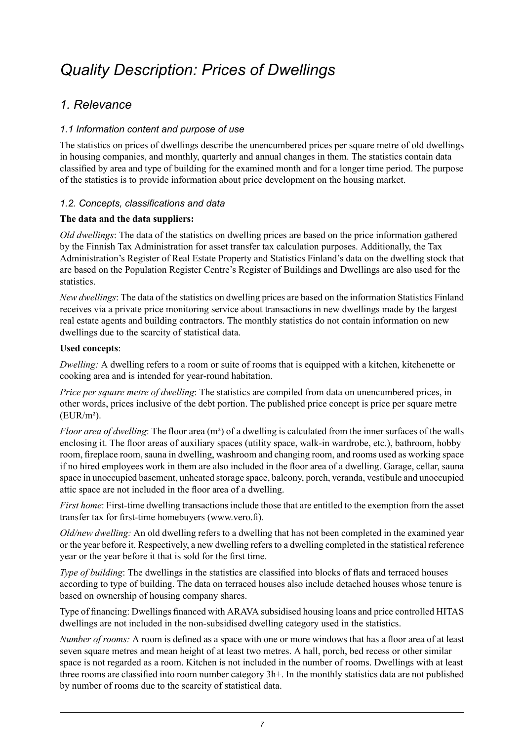# *Quality Description: Prices of Dwellings*

## *1. Relevance*

### *1.1 Information content and purpose of use*

The statistics on prices of dwellings describe the unencumbered prices per square metre of old dwellings in housing companies, and monthly, quarterly and annual changes in them. The statistics contain data classified by area and type of building for the examined month and for a longer time period. The purpose of the statistics is to provide information about price development on the housing market.

### *1.2. Concepts, classifications and data*

**The data and the data suppliers:**

*Old dwellings*: The data of the statistics on dwelling prices are based on the price information gathered by the Finnish Tax Administration for asset transfer tax calculation purposes. Additionally, the Tax Administration's Register of Real Estate Property and Statistics Finland's data on the dwelling stock that are based on the Population Register Centre's Register of Buildings and Dwellings are also used for the statistics.

*New dwellings*: The data of the statistics on dwelling prices are based on the information Statistics Finland receives via a private price monitoring service about transactions in new dwellings made by the largest real estate agents and building contractors. The monthly statistics do not contain information on new dwellings due to the scarcity of statistical data.

**Used concepts**:

*Dwelling:* A dwelling refers to a room or suite of rooms that is equipped with a kitchen, kitchenette or cooking area and is intended for year-round habitation.

*Price per square metre of dwelling*: The statistics are compiled from data on unencumbered prices, in other words, prices inclusive of the debt portion. The published price concept is price per square metre (EUR/m²).

*Floor area of dwelling*: The floor area (m²) of a dwelling is calculated from the inner surfaces of the walls enclosing it. The floor areas of auxiliary spaces (utility space, walk-in wardrobe, etc.), bathroom, hobby room, fireplace room, sauna in dwelling, washroom and changing room, and rooms used as working space if no hired employees work in them are also included in the floor area of a dwelling. Garage, cellar, sauna space in unoccupied basement, unheated storage space, balcony, porch, veranda, vestibule and unoccupied attic space are not included in the floor area of a dwelling.

*First home*: First-time dwelling transactions include those that are entitled to the exemption from the asset transfer tax for first-time homebuyers (www.vero.fi).

*Old/new dwelling:* An old dwelling refers to a dwelling that has not been completed in the examined year or the year before it. Respectively, a new dwelling refers to a dwelling completed in the statistical reference year or the year before it that is sold for the first time.

*Type of building*: The dwellings in the statistics are classified into blocks of flats and terraced houses according to type of building. The data on terraced houses also include detached houses whose tenure is based on ownership of housing company shares.

Type of financing: Dwellings financed with ARAVA subsidised housing loans and price controlled HITAS dwellings are not included in the non-subsidised dwelling category used in the statistics.

*Number of rooms:* A room is defined as a space with one or more windows that has a floor area of at least seven square metres and mean height of at least two metres. A hall, porch, bed recess or other similar space is not regarded as a room. Kitchen is not included in the number of rooms. Dwellings with at least three rooms are classified into room number category 3h+. In the monthly statistics data are not published by number of rooms due to the scarcity of statistical data.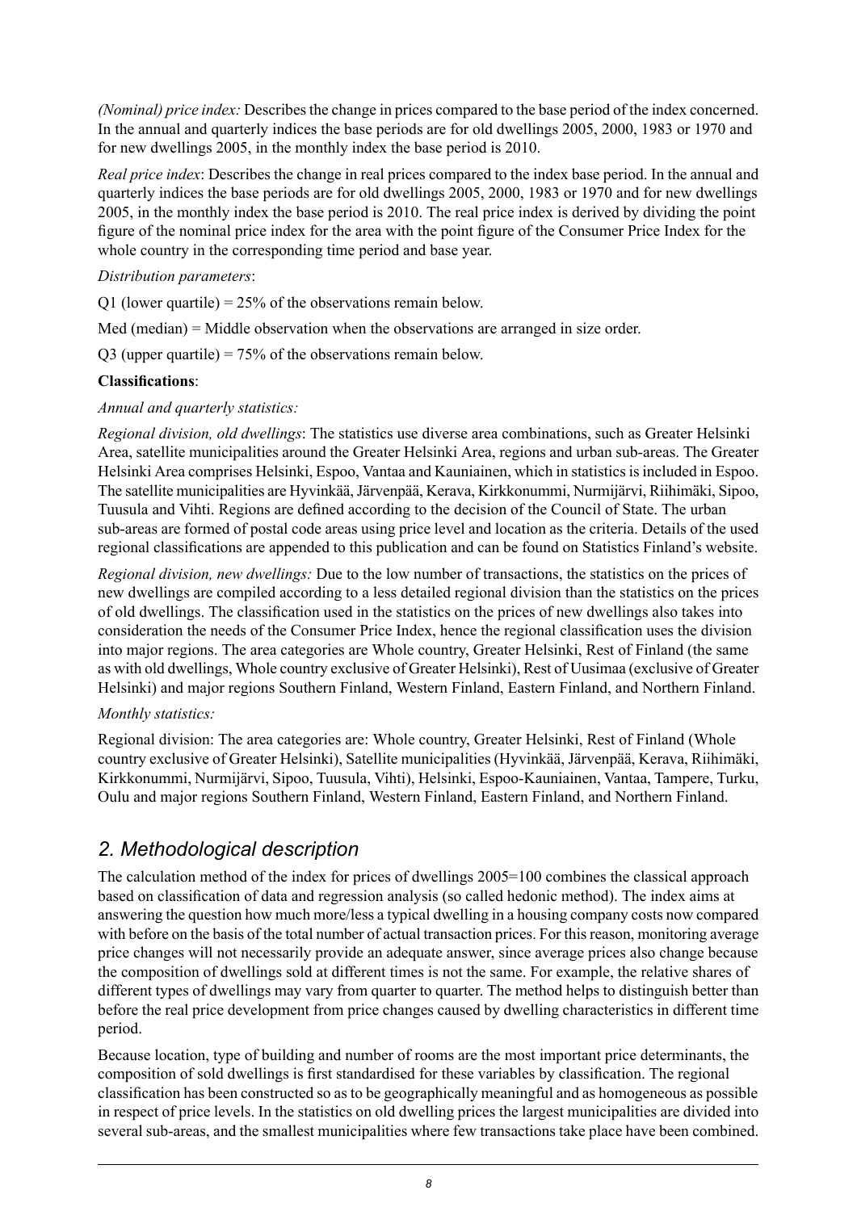*(Nominal) price index:* Describes the change in prices compared to the base period of the index concerned. In the annual and quarterly indices the base periods are for old dwellings 2005, 2000, 1983 or 1970 and for new dwellings 2005, in the monthly index the base period is 2010.

*Real price index*: Describes the change in real prices compared to the index base period. In the annual and quarterly indices the base periods are for old dwellings 2005, 2000, 1983 or 1970 and for new dwellings 2005, in the monthly index the base period is 2010. The real price index is derived by dividing the point figure of the nominal price index for the area with the point figure of the Consumer Price Index for the whole country in the corresponding time period and base year.

*Distribution parameters*:

Q1 (lower quartile) = 25% of the observations remain below.

Med (median) = Middle observation when the observations are arranged in size order.

Q3 (upper quartile) = 75% of the observations remain below.

**Classifications**:

*Annual and quarterly statistics:*

*Regional division, old dwellings*: The statistics use diverse area combinations, such as Greater Helsinki Area, satellite municipalities around the Greater Helsinki Area, regions and urban sub-areas. The Greater Helsinki Area comprises Helsinki, Espoo, Vantaa and Kauniainen, which in statistics is included in Espoo. The satellite municipalities are Hyvinkää, Järvenpää, Kerava, Kirkkonummi, Nurmijärvi, Riihimäki, Sipoo, Tuusula and Vihti. Regions are defined according to the decision of the Council of State. The urban sub-areas are formed of postal code areas using price level and location as the criteria. Details of the used regional classifications are appended to this publication and can be found on Statistics Finland's website.

*Regional division, new dwellings:* Due to the low number of transactions, the statistics on the prices of new dwellings are compiled according to a less detailed regional division than the statistics on the prices of old dwellings. The classification used in the statistics on the prices of new dwellings also takes into consideration the needs of the Consumer Price Index, hence the regional classification uses the division into major regions. The area categories are Whole country, Greater Helsinki, Rest of Finland (the same as with old dwellings, Whole country exclusive of Greater Helsinki), Rest of Uusimaa (exclusive of Greater Helsinki) and major regions Southern Finland, Western Finland, Eastern Finland, and Northern Finland.

*Monthly statistics:*

Regional division: The area categories are: Whole country, Greater Helsinki, Rest of Finland (Whole country exclusive of Greater Helsinki), Satellite municipalities (Hyvinkää, Järvenpää, Kerava, Riihimäki, Kirkkonummi, Nurmijärvi, Sipoo, Tuusula, Vihti), Helsinki, Espoo-Kauniainen, Vantaa, Tampere, Turku, Oulu and major regions Southern Finland, Western Finland, Eastern Finland, and Northern Finland.

## *2. Methodological description*

The calculation method of the index for prices of dwellings 2005=100 combines the classical approach based on classification of data and regression analysis (so called hedonic method). The index aims at answering the question how much more/less a typical dwelling in a housing company costs now compared with before on the basis of the total number of actual transaction prices. For this reason, monitoring average price changes will not necessarily provide an adequate answer, since average prices also change because the composition of dwellings sold at different times is not the same. For example, the relative shares of different types of dwellings may vary from quarter to quarter. The method helps to distinguish better than before the real price development from price changes caused by dwelling characteristics in different time period.

Because location, type of building and number of rooms are the most important price determinants, the composition of sold dwellings is first standardised for these variables by classification. The regional classification has been constructed so as to be geographically meaningful and as homogeneous as possible in respect of price levels. In the statistics on old dwelling prices the largest municipalities are divided into several sub-areas, and the smallest municipalities where few transactions take place have been combined.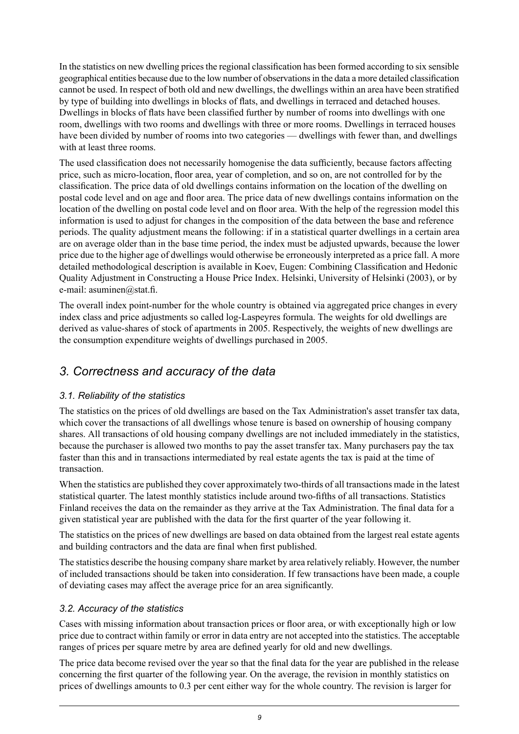In the statistics on new dwelling prices the regional classification has been formed according to six sensible geographical entities because due to the low number of observations in the data a more detailed classification cannot be used. In respect of both old and new dwellings, the dwellings within an area have been stratified by type of building into dwellings in blocks of flats, and dwellings in terraced and detached houses. Dwellings in blocks of flats have been classified further by number of rooms into dwellings with one room, dwellings with two rooms and dwellings with three or more rooms. Dwellings in terraced houses have been divided by number of rooms into two categories — dwellings with fewer than, and dwellings with at least three rooms.

The used classification does not necessarily homogenise the data sufficiently, because factors affecting price, such as micro-location, floor area, year of completion, and so on, are not controlled for by the classification. The price data of old dwellings contains information on the location of the dwelling on postal code level and on age and floor area. The price data of new dwellings contains information on the location of the dwelling on postal code level and on floor area. With the help of the regression model this information is used to adjust for changes in the composition of the data between the base and reference periods. The quality adjustment means the following: if in a statistical quarter dwellings in a certain area are on average older than in the base time period, the index must be adjusted upwards, because the lower price due to the higher age of dwellings would otherwise be erroneously interpreted as a price fall. A more detailed methodological description is available in Koev, Eugen: Combining Classification and Hedonic Quality Adjustment in Constructing a House Price Index. Helsinki, University of Helsinki (2003), or by e-mail: asuminen@stat.fi.

The overall index point-number for the whole country is obtained via aggregated price changes in every index class and price adjustments so called log-Laspeyres formula. The weights for old dwellings are derived as value-shares of stock of apartments in 2005. Respectively, the weights of new dwellings are the consumption expenditure weights of dwellings purchased in 2005.

## *3. Correctness and accuracy of the data*

### *3.1. Reliability of the statistics*

The statistics on the prices of old dwellings are based on the Tax Administration's asset transfer tax data, which cover the transactions of all dwellings whose tenure is based on ownership of housing company shares. All transactions of old housing company dwellings are not included immediately in the statistics, because the purchaser is allowed two months to pay the asset transfer tax. Many purchasers pay the tax faster than this and in transactions intermediated by real estate agents the tax is paid at the time of transaction.

When the statistics are published they cover approximately two-thirds of all transactions made in the latest statistical quarter. The latest monthly statistics include around two-fifths of all transactions. Statistics Finland receives the data on the remainder as they arrive at the Tax Administration. The final data for a given statistical year are published with the data for the first quarter of the year following it.

The statistics on the prices of new dwellings are based on data obtained from the largest real estate agents and building contractors and the data are final when first published.

The statistics describe the housing company share market by area relatively reliably. However, the number of included transactions should be taken into consideration. If few transactions have been made, a couple of deviating cases may affect the average price for an area significantly.

### *3.2. Accuracy of the statistics*

Cases with missing information about transaction prices or floor area, or with exceptionally high or low price due to contract within family or error in data entry are not accepted into the statistics. The acceptable ranges of prices per square metre by area are defined yearly for old and new dwellings.

The price data become revised over the year so that the final data for the year are published in the release concerning the first quarter of the following year. On the average, the revision in monthly statistics on prices of dwellings amounts to 0.3 per cent either way for the whole country. The revision is larger for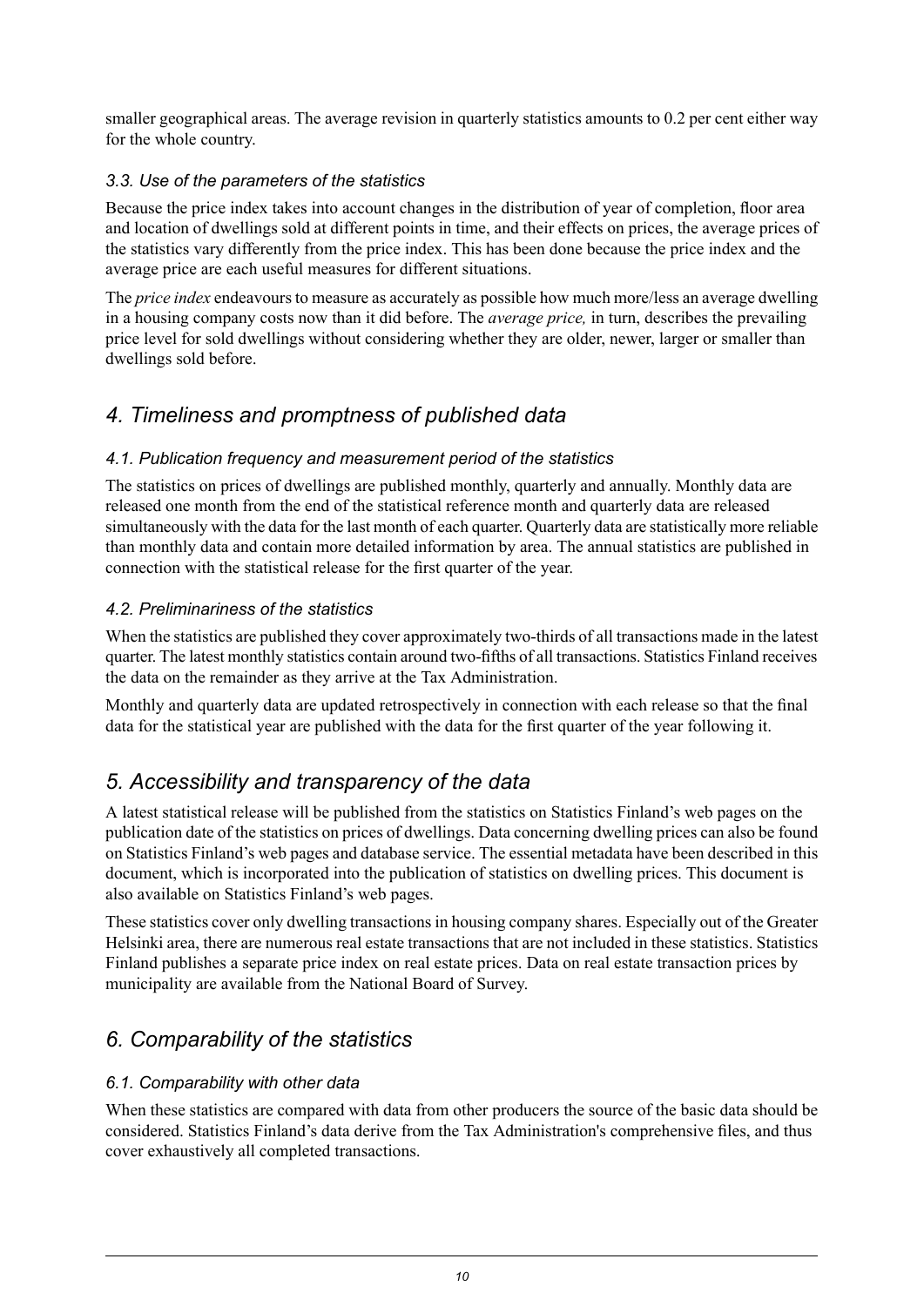smaller geographical areas. The average revision in quarterly statistics amounts to 0.2 per cent either way for the whole country.

### 3.3. Use of the parameters of the statistics

Because the price index takes into account changes in the distribution of year of completion, floor area and location of dwellings sold at different points in time, and their effects on prices, the average prices of the statistics vary differently from the price index. This has been done because the price index and the average price are each useful measures for different situations.

The *price index* endeavours to measure as accurately as possible how much more/less an average dwelling in a housing company costs now than it did before. The *average price,* in turn, describes the prevailing price level for sold dwellings without considering whether they are older, newer, larger or smaller than dwellings sold before.

## 4. Timeliness and promptness of published data

### 4.1. Publication frequency and measurement period of the statistics

The statistics on prices of dwellings are published monthly, quarterly and annually. Monthly data are released one month from the end of the statistical reference month and quarterly data are released simultaneously with the data for the last month of each quarter. Quarterly data are statistically more reliable than monthly data and contain more detailed information by area. The annual statistics are published in connection with the statistical release for the first quarter of the year.

### 4.2. Preliminariness of the statistics

When the statistics are published they cover approximately two-thirds of all transactions made in the latest quarter. The latest monthly statistics contain around two-fifths of all transactions. Statistics Finland receives the data on the remainder as they arrive at the Tax Administration.

Monthly and quarterly data are updated retrospectively in connection with each release so that the final data for the statistical year are published with the data for the first quarter of the year following it.

## 5. Accessibility and transparency of the data

A latest statistical release will be published from the statistics on Statistics Finland's web pages on the publication date of the statistics on prices of dwellings. Data concerning dwelling prices can also be found on Statistics Finland's web pages and database service. The essential metadata have been described in this document, which is incorporated into the publication of statistics on dwelling prices. This document is also available on Statistics Finland's web pages.

These statistics cover only dwelling transactions in housing company shares. Especially out of the Greater Helsinki area, there are numerous real estate transactions that are not included in these statistics. Statistics Finland publishes a separate price index on real estate prices. Data on real estate transaction prices by municipality are available from the National Board of Survey.

## 6. Comparability of the statistics

### 6.1. Comparability with other data

When these statistics are compared with data from other producers the source of the basic data should be considered. Statistics Finland's data derive from the Tax Administration's comprehensive files, and thus cover exhaustively all completed transactions.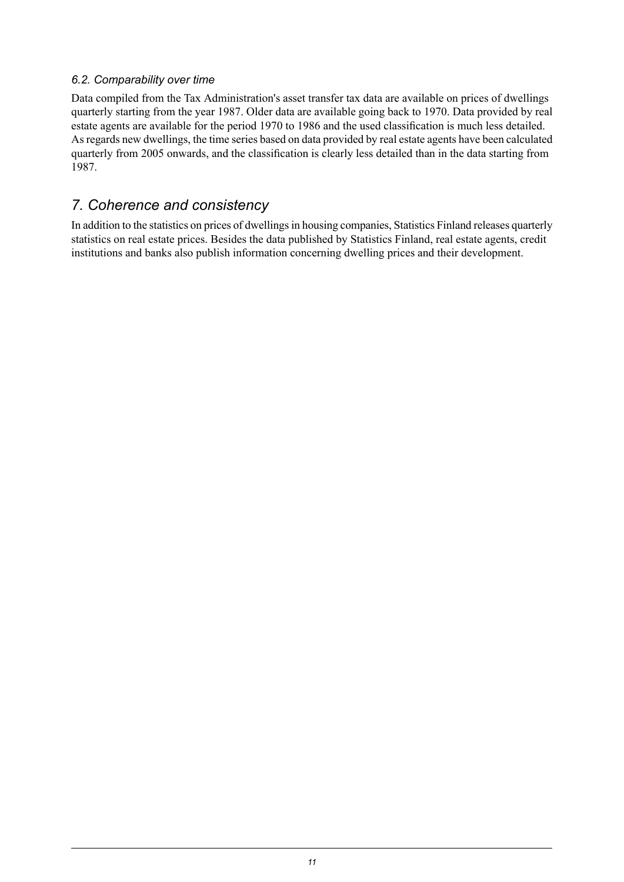### *6.2. Comparability over time*

Data compiled from the Tax Administration's asset transfer tax data are available on prices of dwellings quarterly starting from the year 1987. Older data are available going back to 1970. Data provided by real estate agents are available for the period 1970 to 1986 and the used classification is much less detailed. As regards new dwellings, the time series based on data provided by real estate agents have been calculated quarterly from 2005 onwards, and the classification is clearly less detailed than in the data starting from 1987.

## *7. Coherence and consistency*

In addition to the statistics on prices of dwellings in housing companies, Statistics Finland releases quarterly statistics on real estate prices. Besides the data published by Statistics Finland, real estate agents, credit institutions and banks also publish information concerning dwelling prices and their development.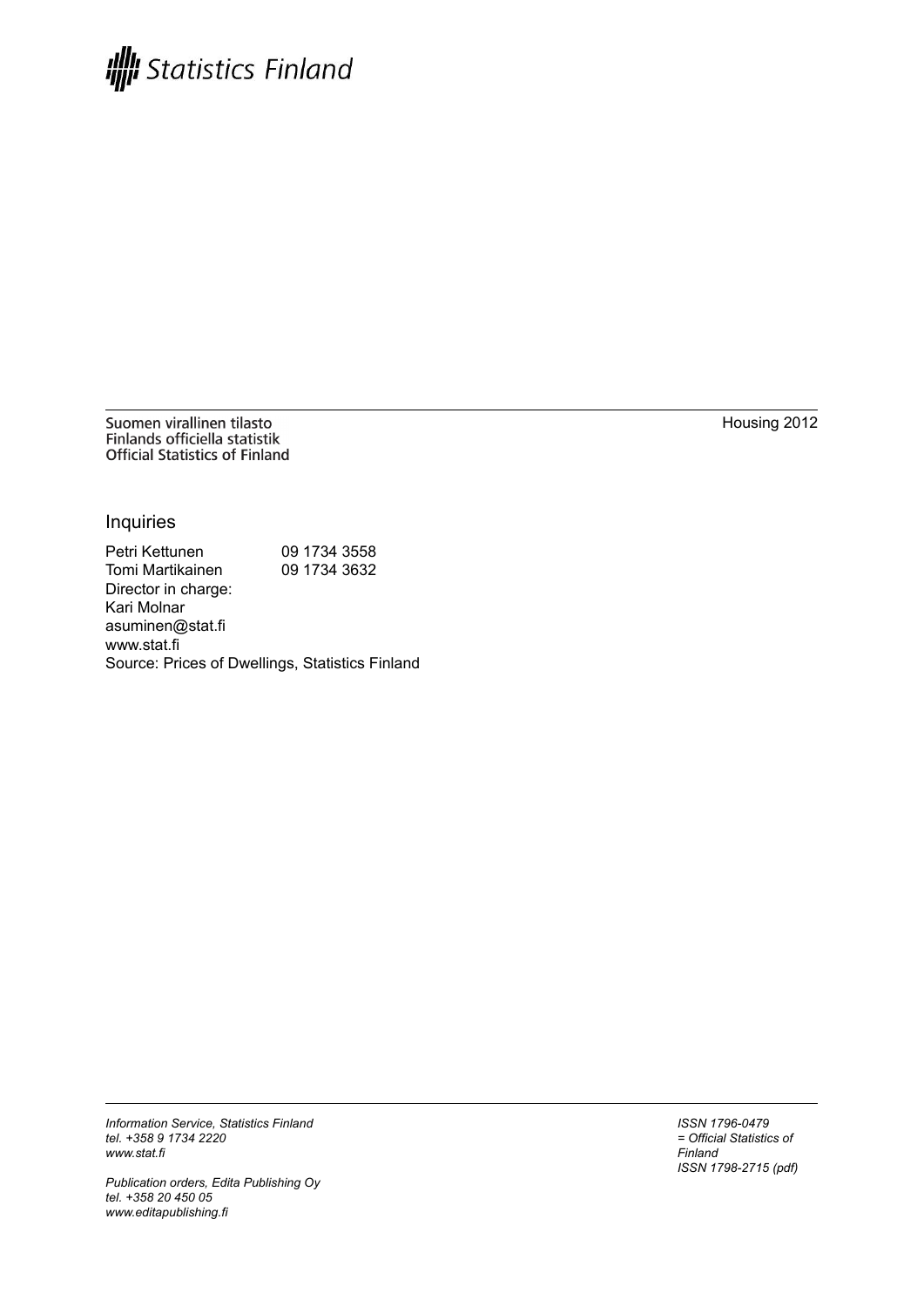Statistics Finland

Suomen virallinen tilasto
Finlands officiella statistik
**Official Statistics of Finland**

Housing 2012

## Inquiries

| | |
|---|---|
| Petri Kettunen | 09 1734 3558 |
| Tomi Martikainen | 09 1734 3632 |

Director in charge:
Kari Molnar
asuminen@stat.fi
www.stat.fi
Source: Prices of Dwellings, Statistics Finland

*Information Service, Statistics Finland*
*tel. +358 9 1734 2220*
*www.stat.fi*

*Publication orders, Edita Publishing Oy*
*tel. +358 20 450 05*
*www.editapublishing.fi*

*ISSN 1796-0479*
*= Official Statistics of Finland*
*ISSN 1798-2715 (pdf)*